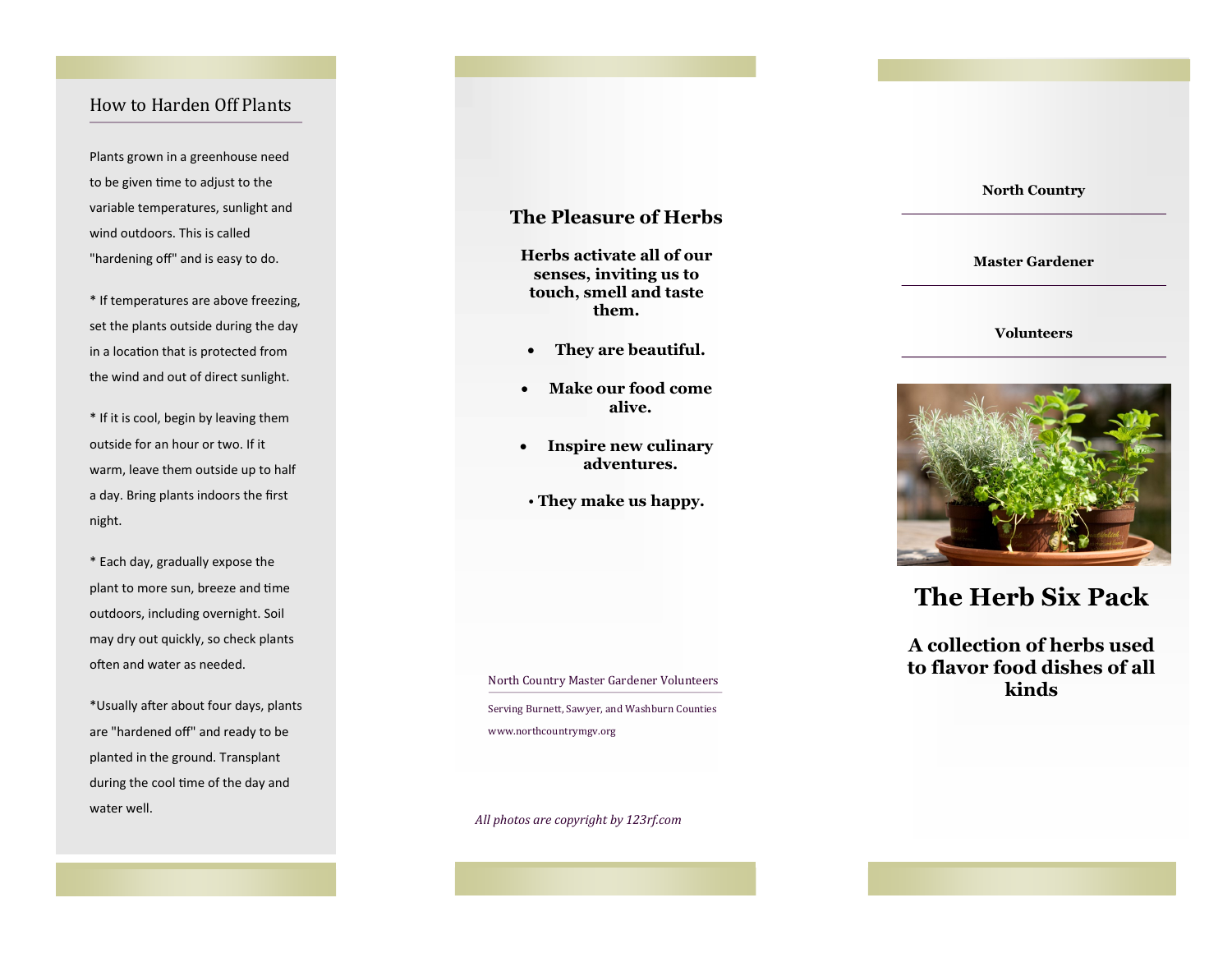## How to Harden Off Plants

Plants grown in a greenhouse need to be given time to adjust to the variable temperatures, sunlight and wind outdoors. This is called "hardening off" and is easy to do.

* If temperatures are above freezing, set the plants outside during the day in a location that is protected from the wind and out of direct sunlight.

* If it is cool, begin by leaving them outside for an hour or two. If it warm, leave them outside up to half a day. Bring plants indoors the first night.

* Each day, gradually expose the plant to more sun, breeze and time outdoors, including overnight. Soil may dry out quickly, so check plants often and water as needed.

*Usually after about four days, plants are "hardened off" and ready to be planted in the ground. Transplant during the cool time of the day and water well.

## The Pleasure of Herbs

**Herbs activate all of our senses, inviting us to touch, smell and taste them.**

- **They are beautiful.**
- **Make our food come alive.**
- **Inspire new culinary adventures.**
- **They make us happy.**

North Country Master Gardener Volunteers

Serving Burnett, Sawyer, and Washburn Counties

www.northcountrymgv.org

*All photos are copyright by 123rf.com*

**North Country**

**Master Gardener**

**Volunteers**

# The Herb Six Pack

## A collection of herbs used to flavor food dishes of all kinds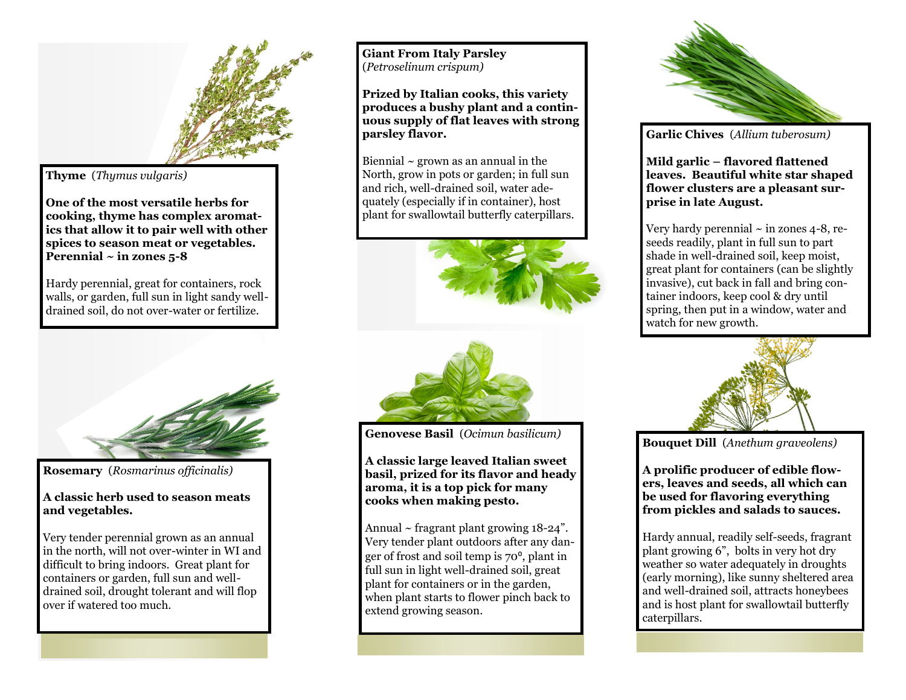**Thyme** (*Thymus vulgaris*)

**One of the most versatile herbs for cooking, thyme has complex aromatics that allow it to pair well with other spices to season meat or vegetables. Perennial ~ in zones 5-8**

Hardy perennial, great for containers, rock walls, or garden, full sun in light sandy well-drained soil, do not over-water or fertilize.

**Rosemary** (*Rosmarinus officinalis*)

**A classic herb used to season meats and vegetables.**

Very tender perennial grown as an annual in the north, will not over-winter in WI and difficult to bring indoors. Great plant for containers or garden, full sun and well-drained soil, drought tolerant and will flop over if watered too much.

**Giant From Italy Parsley** (*Petroselinum crispum)*

**Prized by Italian cooks, this variety produces a bushy plant and a continuous supply of flat leaves with strong parsley flavor.**

Biennial ~ grown as an annual in the North, grow in pots or garden; in full sun and rich, well-drained soil, water adequately (especially if in container), host plant for swallowtail butterfly caterpillars.

**Genovese Basil** (*Ocimun basilicum)*

**A classic large leaved Italian sweet basil, prized for its flavor and heady aroma, it is a top pick for many cooks when making pesto.**

Annual ~ fragrant plant growing 18-24”. Very tender plant outdoors after any danger of frost and soil temp is 70°, plant in full sun in light well-drained soil, great plant for containers or in the garden, when plant starts to flower pinch back to extend growing season.

**Garlic Chives** (*Allium tuberosum)*

**Mild garlic – flavored flattened leaves. Beautiful white star shaped flower clusters are a pleasant surprise in late August.**

Very hardy perennial ~ in zones 4-8, reseeds readily, plant in full sun to part shade in well-drained soil, keep moist, great plant for containers (can be slightly invasive), cut back in fall and bring container indoors, keep cool & dry until spring, then put in a window, water and watch for new growth.

**Bouquet Dill** (*Anethum graveolens)*

**A prolific producer of edible flowers, leaves and seeds, all which can be used for flavoring everything from pickles and salads to sauces.**

Hardy annual, readily self-seeds, fragrant plant growing 6”, bolts in very hot dry weather so water adequately in droughts (early morning), like sunny sheltered area and well-drained soil, attracts honeybees and is host plant for swallowtail butterfly caterpillars.